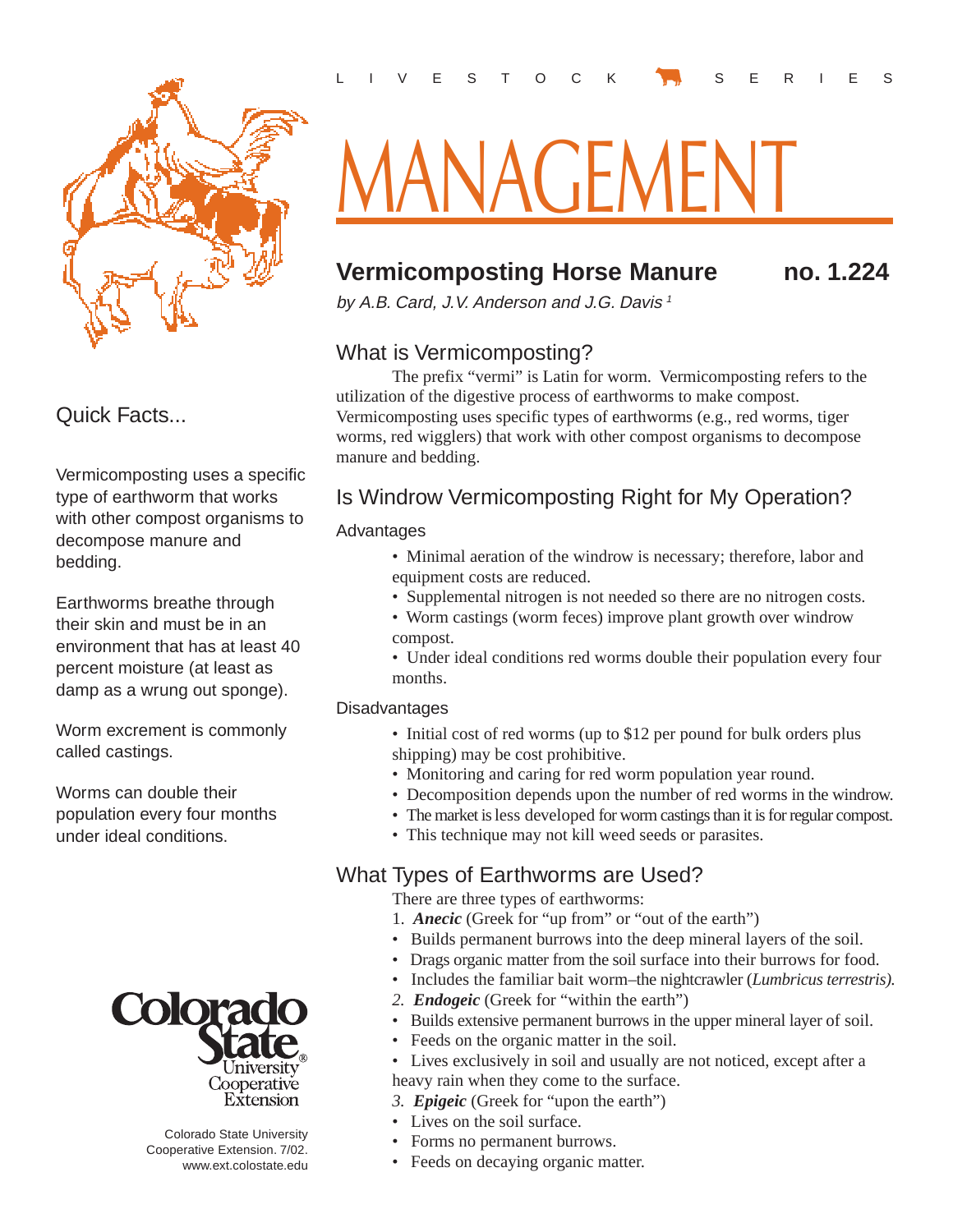L I V E S T O C K S E R I E S

# MANAGEMENT

## Vermicomposting Horse Manure no. 1.224

*by A.B. Card, J.V. Anderson and J.G. Davis* [1]

### Quick Facts...

Vermicomposting uses a specific type of earthworm that works with other compost organisms to decompose manure and bedding.

Earthworms breathe through their skin and must be in an environment that has at least 40 percent moisture (at least as damp as a wrung out sponge).

Worm excrement is commonly called castings.

Worms can double their population every four months under ideal conditions.

### What is Vermicomposting?

The prefix "vermi" is Latin for worm. Vermicomposting refers to the utilization of the digestive process of earthworms to make compost. Vermicomposting uses specific types of earthworms (e.g., red worms, tiger worms, red wigglers) that work with other compost organisms to decompose manure and bedding.

### Is Windrow Vermicomposting Right for My Operation?

#### Advantages

- Minimal aeration of the windrow is necessary; therefore, labor and equipment costs are reduced.
- Supplemental nitrogen is not needed so there are no nitrogen costs.
- Worm castings (worm feces) improve plant growth over windrow compost.
- Under ideal conditions red worms double their population every four months.

#### Disadvantages

- Initial cost of red worms (up to $12 per pound for bulk orders plus shipping) may be cost prohibitive.
- Monitoring and caring for red worm population year round.
- Decomposition depends upon the number of red worms in the windrow.
- The market is less developed for worm castings than it is for regular compost.
- This technique may not kill weed seeds or parasites.

### What Types of Earthworms are Used?

There are three types of earthworms:

1. ***Anecic*** (Greek for "up from" or "out of the earth")
   - Builds permanent burrows into the deep mineral layers of the soil.
   - Drags organic matter from the soil surface into their burrows for food.
   - Includes the familiar bait worm–the nightcrawler (*Lumbricus terrestris).*
2. ***Endogeic*** (Greek for "within the earth")
   - Builds extensive permanent burrows in the upper mineral layer of soil.
   - Feeds on the organic matter in the soil.
   - Lives exclusively in soil and usually are not noticed, except after a heavy rain when they come to the surface.
3. ***Epigeic*** (Greek for "upon the earth")
   - Lives on the soil surface.
   - Forms no permanent burrows.
   - Feeds on decaying organic matter.

Colorado State University Cooperative Extension

Colorado State University Cooperative Extension. 7/02.
www.ext.colostate.edu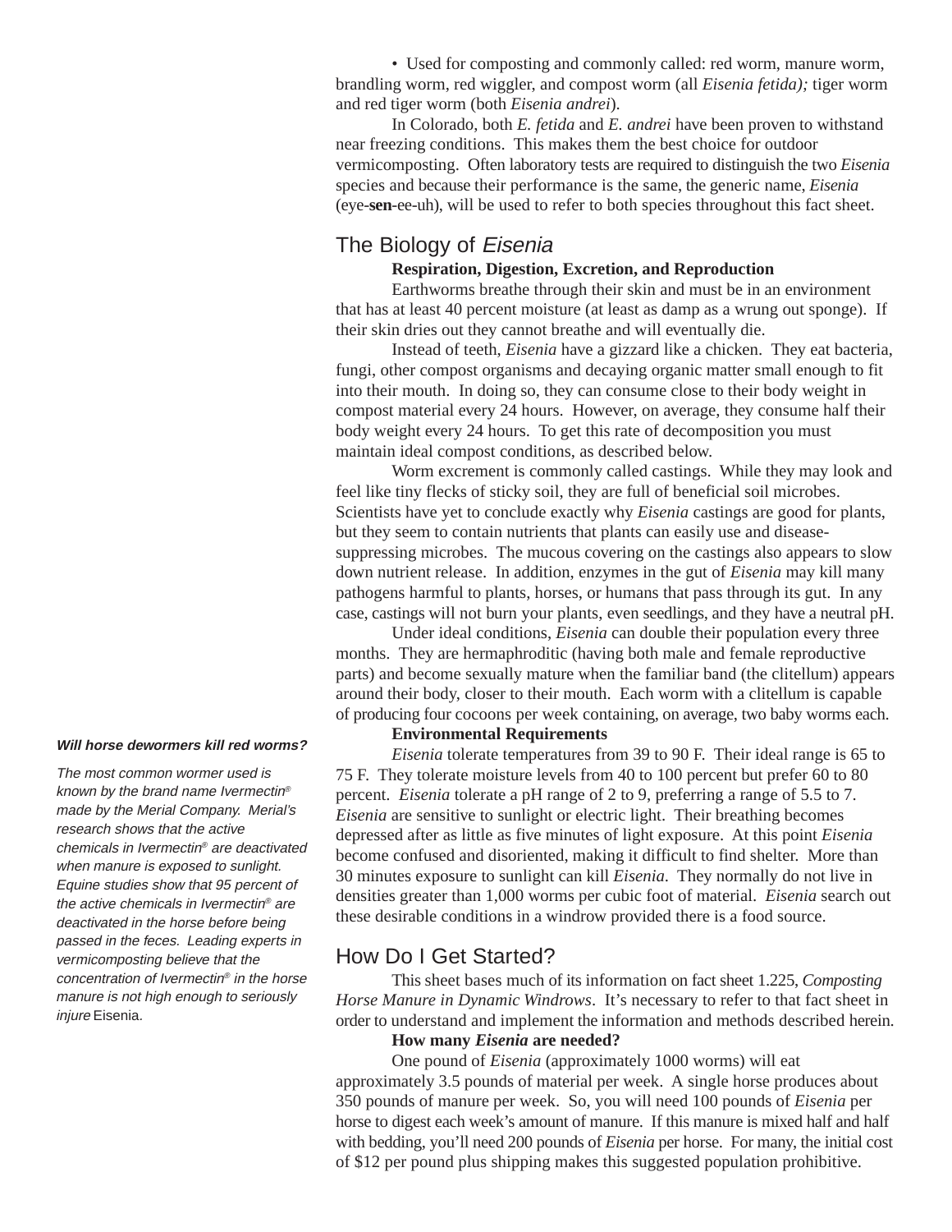• Used for composting and commonly called: red worm, manure worm, brandling worm, red wiggler, and compost worm (all *Eisenia fetida);* tiger worm and red tiger worm (both *Eisenia andrei*).

In Colorado, both *E. fetida* and *E. andrei* have been proven to withstand near freezing conditions. This makes them the best choice for outdoor vermicomposting. Often laboratory tests are required to distinguish the two *Eisenia* species and because their performance is the same, the generic name, *Eisenia* (eye-**sen**-ee-uh), will be used to refer to both species throughout this fact sheet.

## The Biology of *Eisenia*

**Respiration, Digestion, Excretion, and Reproduction**

Earthworms breathe through their skin and must be in an environment that has at least 40 percent moisture (at least as damp as a wrung out sponge). If their skin dries out they cannot breathe and will eventually die.

Instead of teeth, *Eisenia* have a gizzard like a chicken. They eat bacteria, fungi, other compost organisms and decaying organic matter small enough to fit into their mouth. In doing so, they can consume close to their body weight in compost material every 24 hours. However, on average, they consume half their body weight every 24 hours. To get this rate of decomposition you must maintain ideal compost conditions, as described below.

Worm excrement is commonly called castings. While they may look and feel like tiny flecks of sticky soil, they are full of beneficial soil microbes. Scientists have yet to conclude exactly why *Eisenia* castings are good for plants, but they seem to contain nutrients that plants can easily use and disease-suppressing microbes. The mucous covering on the castings also appears to slow down nutrient release. In addition, enzymes in the gut of *Eisenia* may kill many pathogens harmful to plants, horses, or humans that pass through its gut. In any case, castings will not burn your plants, even seedlings, and they have a neutral pH.

Under ideal conditions, *Eisenia* can double their population every three months. They are hermaphroditic (having both male and female reproductive parts) and become sexually mature when the familiar band (the clitellum) appears around their body, closer to their mouth. Each worm with a clitellum is capable of producing four cocoons per week containing, on average, two baby worms each.

**Environmental Requirements**

*Eisenia* tolerate temperatures from 39 to 90 F. Their ideal range is 65 to 75 F. They tolerate moisture levels from 40 to 100 percent but prefer 60 to 80 percent. *Eisenia* tolerate a pH range of 2 to 9, preferring a range of 5.5 to 7. *Eisenia* are sensitive to sunlight or electric light. Their breathing becomes depressed after as little as five minutes of light exposure. At this point *Eisenia* become confused and disoriented, making it difficult to find shelter. More than 30 minutes exposure to sunlight can kill *Eisenia*. They normally do not live in densities greater than 1,000 worms per cubic foot of material. *Eisenia* search out these desirable conditions in a windrow provided there is a food source.

***Will horse dewormers kill red worms?***

*The most common wormer used is known by the brand name Ivermectin® made by the Merial Company. Merial's research shows that the active chemicals in Ivermectin® are deactivated when manure is exposed to sunlight. Equine studies show that 95 percent of the active chemicals in Ivermectin® are deactivated in the horse before being passed in the feces. Leading experts in vermicomposting believe that the concentration of Ivermectin® in the horse manure is not high enough to seriously injure* Eisenia.

## How Do I Get Started?

This sheet bases much of its information on fact sheet 1.225, *Composting Horse Manure in Dynamic Windrows*. It's necessary to refer to that fact sheet in order to understand and implement the information and methods described herein.

**How many *Eisenia* are needed?**

One pound of *Eisenia* (approximately 1000 worms) will eat approximately 3.5 pounds of material per week. A single horse produces about 350 pounds of manure per week. So, you will need 100 pounds of *Eisenia* per horse to digest each week's amount of manure. If this manure is mixed half and half with bedding, you'll need 200 pounds of *Eisenia* per horse. For many, the initial cost of $12 per pound plus shipping makes this suggested population prohibitive.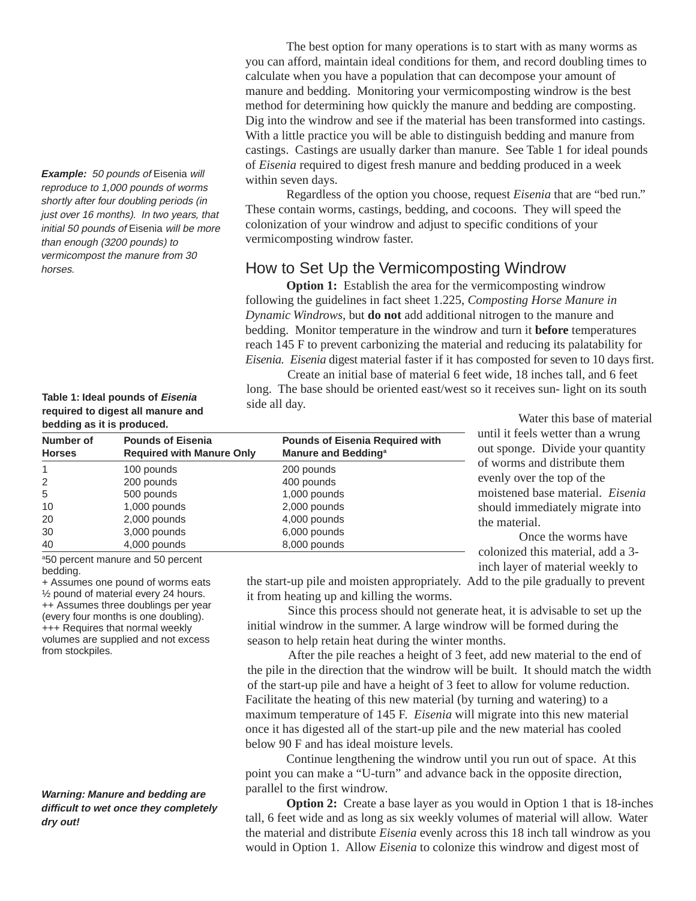The best option for many operations is to start with as many worms as you can afford, maintain ideal conditions for them, and record doubling times to calculate when you have a population that can decompose your amount of manure and bedding. Monitoring your vermicomposting windrow is the best method for determining how quickly the manure and bedding are composting. Dig into the windrow and see if the material has been transformed into castings. With a little practice you will be able to distinguish bedding and manure from castings. Castings are usually darker than manure. See Table 1 for ideal pounds of *Eisenia* required to digest fresh manure and bedding produced in a week within seven days.

***Example:** 50 pounds of* Eisenia *will reproduce to 1,000 pounds of worms shortly after four doubling periods (in just over 16 months). In two years, that initial 50 pounds of* Eisenia *will be more than enough (3200 pounds) to vermicompost the manure from 30 horses.*

Regardless of the option you choose, request *Eisenia* that are "bed run." These contain worms, castings, bedding, and cocoons. They will speed the colonization of your windrow and adjust to specific conditions of your vermicomposting windrow faster.

## How to Set Up the Vermicomposting Windrow

**Option 1:** Establish the area for the vermicomposting windrow following the guidelines in fact sheet 1.225, *Composting Horse Manure in Dynamic Windrows*, but **do not** add additional nitrogen to the manure and bedding. Monitor temperature in the windrow and turn it **before** temperatures reach 145 F to prevent carbonizing the material and reducing its palatability for *Eisenia*. *Eisenia* digest material faster if it has composted for seven to 10 days first.

Create an initial base of material 6 feet wide, 18 inches tall, and 6 feet long. The base should be oriented east/west so it receives sun- light on its south side all day.

**Table 1: Ideal pounds of *Eisenia* required to digest all manure and bedding as it is produced.**

| Number of Horses | Pounds of Eisenia Required with Manure Only | Pounds of Eisenia Required with Manure and Bedding[a] |
|---|---|---|
| 1 | 100 pounds | 200 pounds |
| 2 | 200 pounds | 400 pounds |
| 5 | 500 pounds | 1,000 pounds |
| 10 | 1,000 pounds | 2,000 pounds |
| 20 | 2,000 pounds | 4,000 pounds |
| 30 | 3,000 pounds | 6,000 pounds |
| 40 | 4,000 pounds | 8,000 pounds |

[a]50 percent manure and 50 percent bedding.
+ Assumes one pound of worms eats ½ pound of material every 24 hours.
++ Assumes three doublings per year (every four months is one doubling).
+++ Requires that normal weekly volumes are supplied and not excess from stockpiles.

Water this base of material until it feels wetter than a wrung out sponge. Divide your quantity of worms and distribute them evenly over the top of the moistened base material. *Eisenia* should immediately migrate into the material.

Once the worms have colonized this material, add a 3-inch layer of material weekly to the start-up pile and moisten appropriately. Add to the pile gradually to prevent it from heating up and killing the worms.

Since this process should not generate heat, it is advisable to set up the initial windrow in the summer. A large windrow will be formed during the season to help retain heat during the winter months.

After the pile reaches a height of 3 feet, add new material to the end of the pile in the direction that the windrow will be built. It should match the width of the start-up pile and have a height of 3 feet to allow for volume reduction. Facilitate the heating of this new material (by turning and watering) to a maximum temperature of 145 F. *Eisenia* will migrate into this new material once it has digested all of the start-up pile and the new material has cooled below 90 F and has ideal moisture levels.

Continue lengthening the windrow until you run out of space. At this point you can make a "U-turn" and advance back in the opposite direction, parallel to the first windrow.

***Warning: Manure and bedding are difficult to wet once they completely dry out!***

**Option 2:** Create a base layer as you would in Option 1 that is 18-inches tall, 6 feet wide and as long as six weekly volumes of material will allow. Water the material and distribute *Eisenia* evenly across this 18 inch tall windrow as you would in Option 1. Allow *Eisenia* to colonize this windrow and digest most of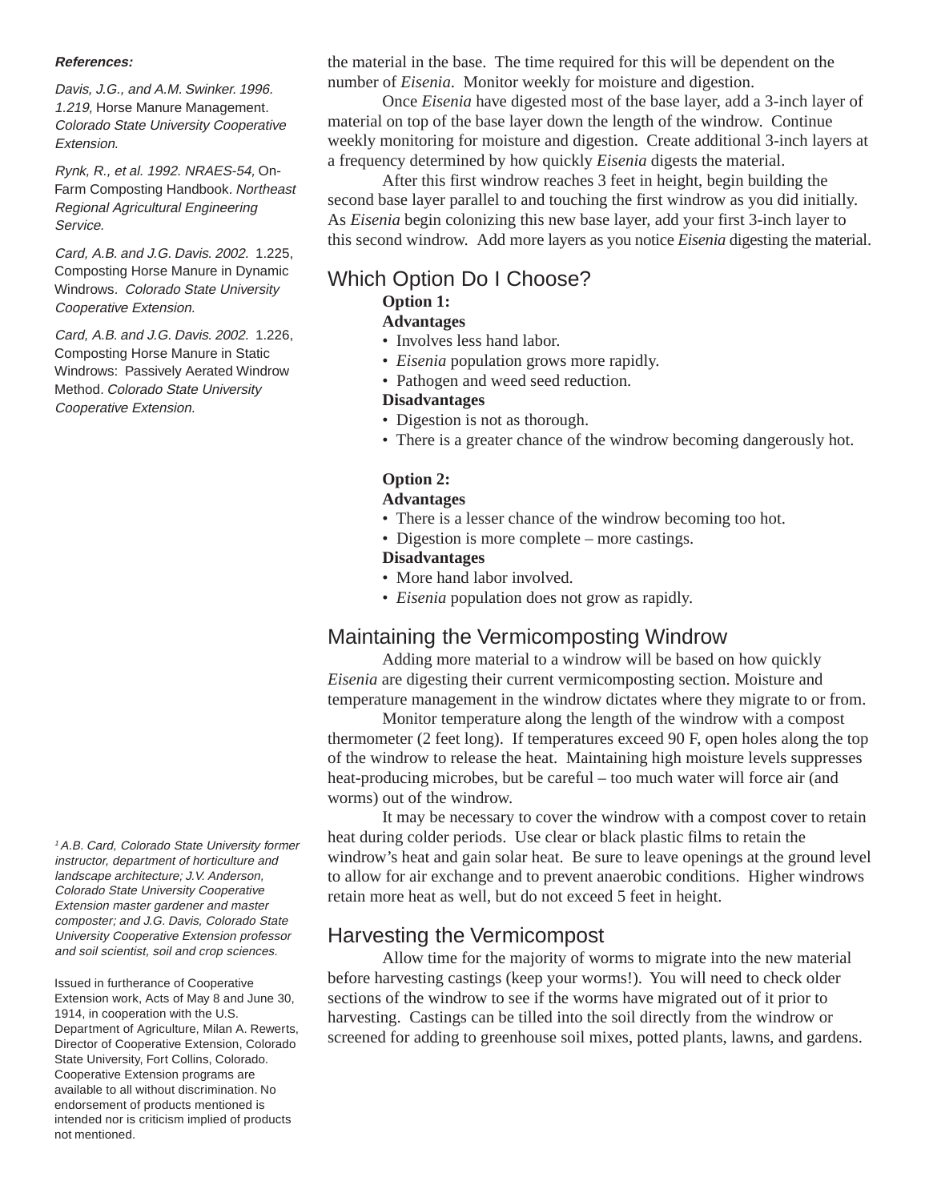the material in the base. The time required for this will be dependent on the number of *Eisenia*. Monitor weekly for moisture and digestion.

Once *Eisenia* have digested most of the base layer, add a 3-inch layer of material on top of the base layer down the length of the windrow. Continue weekly monitoring for moisture and digestion. Create additional 3-inch layers at a frequency determined by how quickly *Eisenia* digests the material.

After this first windrow reaches 3 feet in height, begin building the second base layer parallel to and touching the first windrow as you did initially. As *Eisenia* begin colonizing this new base layer, add your first 3-inch layer to this second windrow. Add more layers as you notice *Eisenia* digesting the material.

## Which Option Do I Choose?

**Option 1:**

**Advantages**

- Involves less hand labor.
- *Eisenia* population grows more rapidly.
- Pathogen and weed seed reduction.

**Disadvantages**

- Digestion is not as thorough.
- There is a greater chance of the windrow becoming dangerously hot.

**Option 2:**

**Advantages**

- There is a lesser chance of the windrow becoming too hot.
- Digestion is more complete – more castings.

**Disadvantages**

- More hand labor involved.
- *Eisenia* population does not grow as rapidly.

## Maintaining the Vermicomposting Windrow

Adding more material to a windrow will be based on how quickly *Eisenia* are digesting their current vermicomposting section. Moisture and temperature management in the windrow dictates where they migrate to or from.

Monitor temperature along the length of the windrow with a compost thermometer (2 feet long). If temperatures exceed 90 F, open holes along the top of the windrow to release the heat. Maintaining high moisture levels suppresses heat-producing microbes, but be careful – too much water will force air (and worms) out of the windrow.

It may be necessary to cover the windrow with a compost cover to retain heat during colder periods. Use clear or black plastic films to retain the windrow's heat and gain solar heat. Be sure to leave openings at the ground level to allow for air exchange and to prevent anaerobic conditions. Higher windrows retain more heat as well, but do not exceed 5 feet in height.

## Harvesting the Vermicompost

Allow time for the majority of worms to migrate into the new material before harvesting castings (keep your worms!). You will need to check older sections of the windrow to see if the worms have migrated out of it prior to harvesting. Castings can be tilled into the soil directly from the windrow or screened for adding to greenhouse soil mixes, potted plants, lawns, and gardens.

***References:***

*Davis, J.G., and A.M. Swinker. 1996. 1.219,* Horse Manure Management. *Colorado State University Cooperative Extension.*

*Rynk, R., et al. 1992. NRAES-54,* On-Farm Composting Handbook. *Northeast Regional Agricultural Engineering Service.*

*Card, A.B. and J.G. Davis. 2002.* 1.225, Composting Horse Manure in Dynamic Windrows. *Colorado State University Cooperative Extension.*

*Card, A.B. and J.G. Davis. 2002.* 1.226, Composting Horse Manure in Static Windrows: Passively Aerated Windrow Method. *Colorado State University Cooperative Extension.*

*[1] A.B. Card, Colorado State University former instructor, department of horticulture and landscape architecture; J.V. Anderson, Colorado State University Cooperative Extension master gardener and master composter; and J.G. Davis, Colorado State University Cooperative Extension professor and soil scientist, soil and crop sciences.*

Issued in furtherance of Cooperative Extension work, Acts of May 8 and June 30, 1914, in cooperation with the U.S. Department of Agriculture, Milan A. Rewerts, Director of Cooperative Extension, Colorado State University, Fort Collins, Colorado. Cooperative Extension programs are available to all without discrimination. No endorsement of products mentioned is intended nor is criticism implied of products not mentioned.